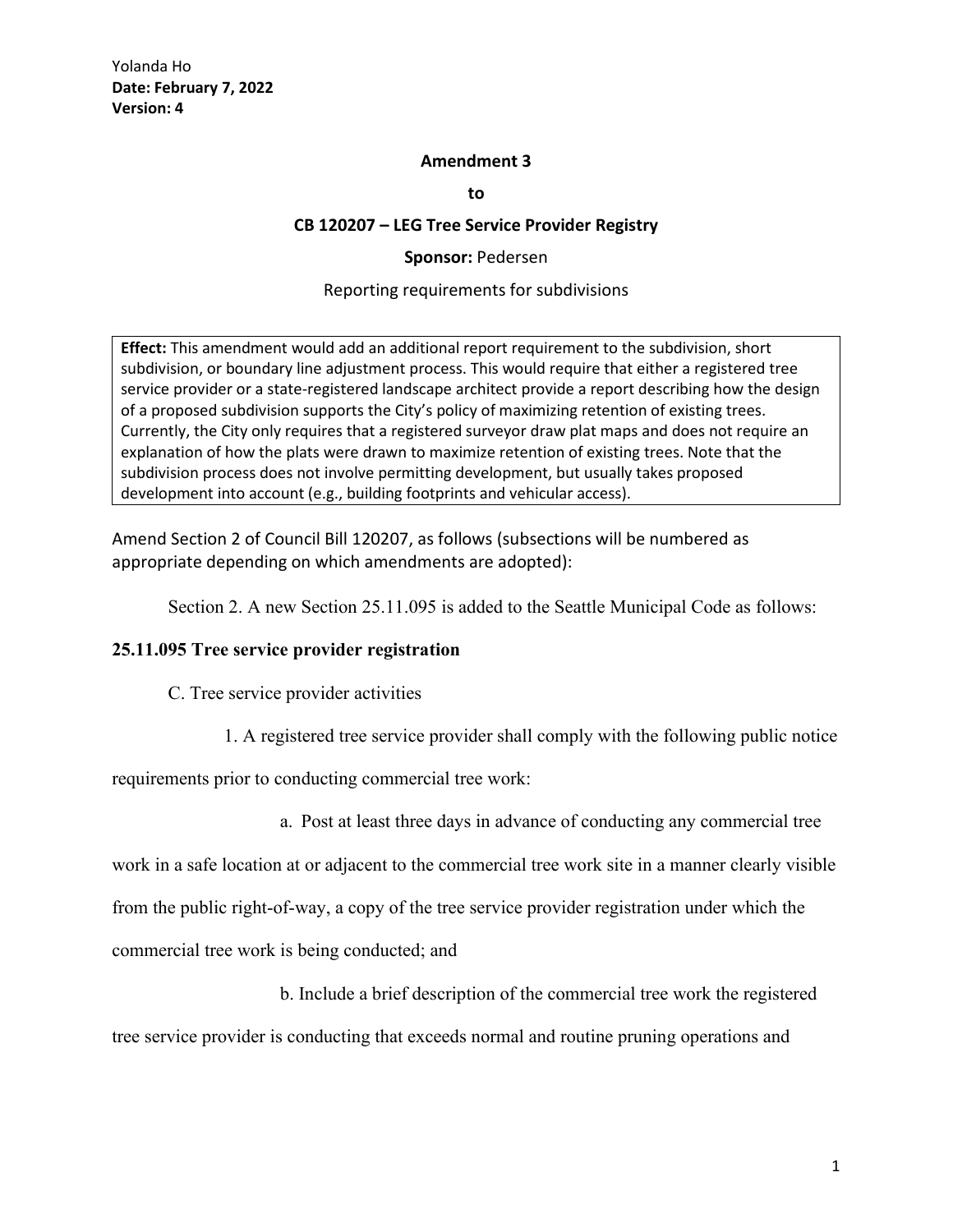Yolanda Ho
**Date: February 7, 2022**
**Version: 4**

**Amendment 3**

**to**

**CB 120207 – LEG Tree Service Provider Registry**

**Sponsor:** Pedersen

Reporting requirements for subdivisions

> **Effect:** This amendment would add an additional report requirement to the subdivision, short subdivision, or boundary line adjustment process. This would require that either a registered tree service provider or a state-registered landscape architect provide a report describing how the design of a proposed subdivision supports the City's policy of maximizing retention of existing trees. Currently, the City only requires that a registered surveyor draw plat maps and does not require an explanation of how the plats were drawn to maximize retention of existing trees. Note that the subdivision process does not involve permitting development, but usually takes proposed development into account (e.g., building footprints and vehicular access).

Amend Section 2 of Council Bill 120207, as follows (subsections will be numbered as appropriate depending on which amendments are adopted):

Section 2. A new Section 25.11.095 is added to the Seattle Municipal Code as follows:

**25.11.095 Tree service provider registration**

C. Tree service provider activities

1. A registered tree service provider shall comply with the following public notice requirements prior to conducting commercial tree work:

a. Post at least three days in advance of conducting any commercial tree work in a safe location at or adjacent to the commercial tree work site in a manner clearly visible from the public right-of-way, a copy of the tree service provider registration under which the commercial tree work is being conducted; and

b. Include a brief description of the commercial tree work the registered tree service provider is conducting that exceeds normal and routine pruning operations and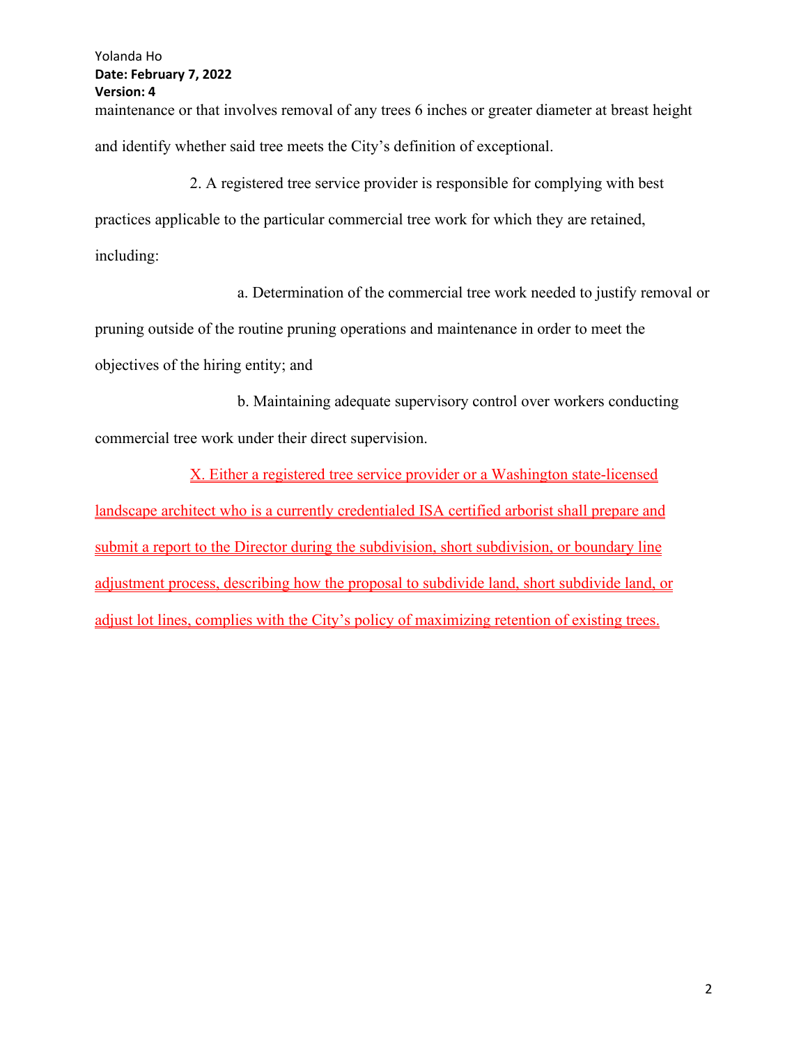maintenance or that involves removal of any trees 6 inches or greater diameter at breast height and identify whether said tree meets the City's definition of exceptional.

2. A registered tree service provider is responsible for complying with best practices applicable to the particular commercial tree work for which they are retained, including:

a. Determination of the commercial tree work needed to justify removal or pruning outside of the routine pruning operations and maintenance in order to meet the objectives of the hiring entity; and

b. Maintaining adequate supervisory control over workers conducting commercial tree work under their direct supervision.

X. Either a registered tree service provider or a Washington state-licensed landscape architect who is a currently credentialed ISA certified arborist shall prepare and submit a report to the Director during the subdivision, short subdivision, or boundary line adjustment process, describing how the proposal to subdivide land, short subdivide land, or adjust lot lines, complies with the City's policy of maximizing retention of existing trees.